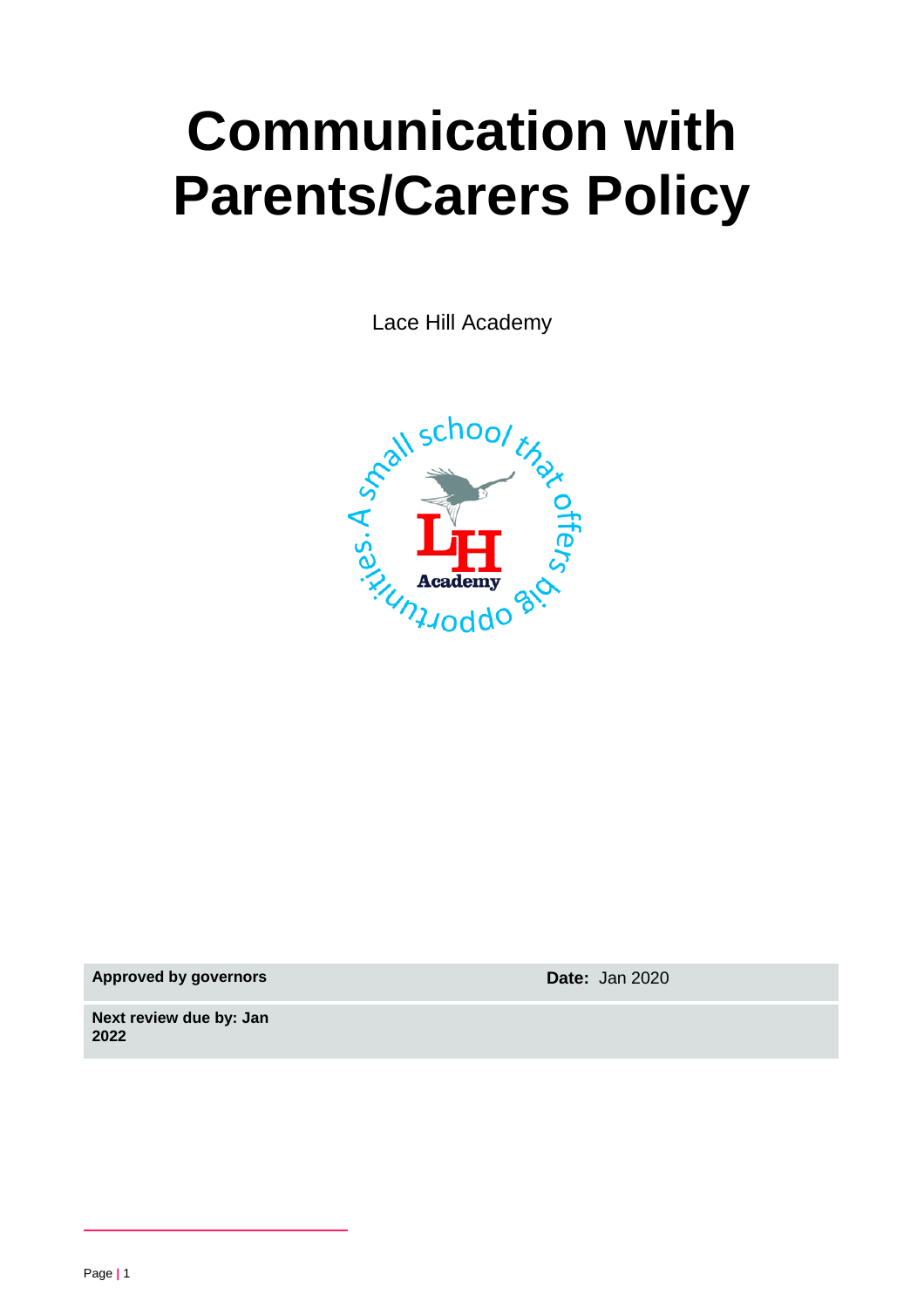# Communication with Parents/Carers Policy

Lace Hill Academy

| Approved by governors | Date: Jan 2020 |
| --- | --- |
| Next review due by: Jan 2022 | |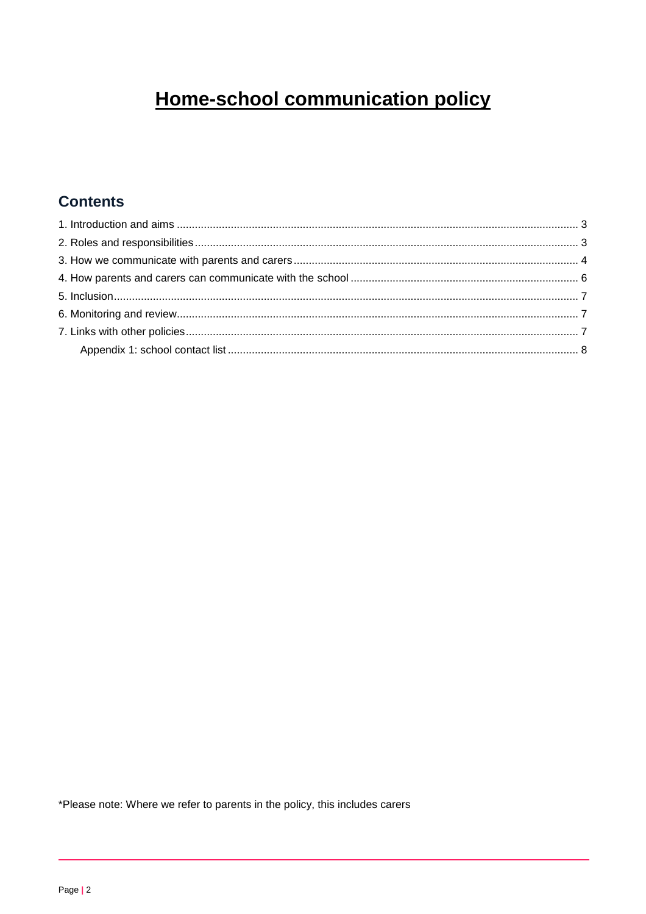# Home-school communication policy

## Contents

1. Introduction and aims ........ 3
2. Roles and responsibilities ........ 3
3. How we communicate with parents and carers ........ 4
4. How parents and carers can communicate with the school ........ 6
5. Inclusion ........ 7
6. Monitoring and review ........ 7
7. Links with other policies ........ 7
    Appendix 1: school contact list ........ 8

*Please note: Where we refer to parents in the policy, this includes carers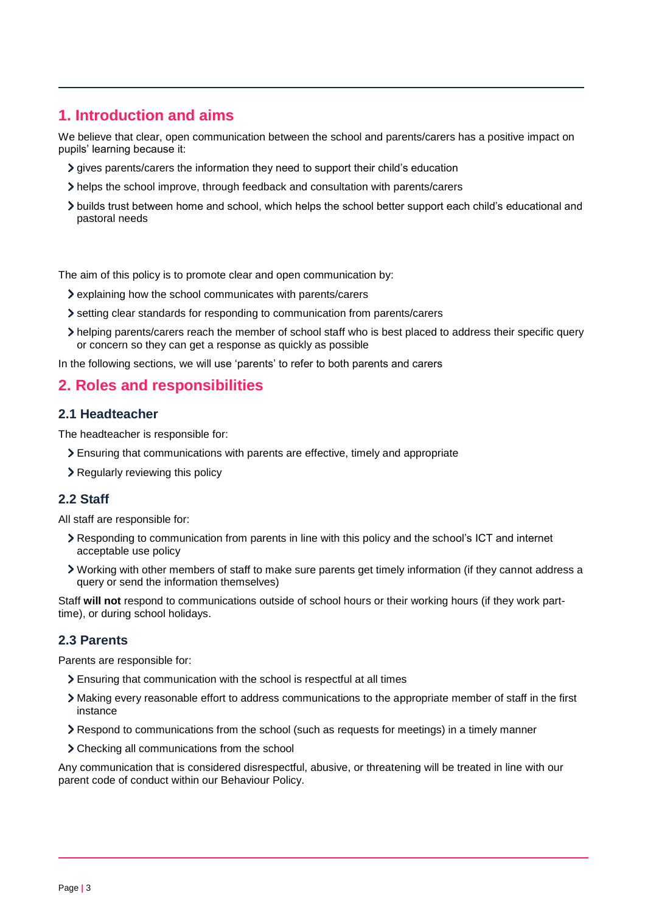## 1. Introduction and aims

We believe that clear, open communication between the school and parents/carers has a positive impact on pupils' learning because it:

- gives parents/carers the information they need to support their child's education
- helps the school improve, through feedback and consultation with parents/carers
- builds trust between home and school, which helps the school better support each child's educational and pastoral needs

The aim of this policy is to promote clear and open communication by:

- explaining how the school communicates with parents/carers
- setting clear standards for responding to communication from parents/carers
- helping parents/carers reach the member of school staff who is best placed to address their specific query or concern so they can get a response as quickly as possible

In the following sections, we will use 'parents' to refer to both parents and carers

## 2. Roles and responsibilities

### 2.1 Headteacher

The headteacher is responsible for:

- Ensuring that communications with parents are effective, timely and appropriate
- Regularly reviewing this policy

### 2.2 Staff

All staff are responsible for:

- Responding to communication from parents in line with this policy and the school's ICT and internet acceptable use policy
- Working with other members of staff to make sure parents get timely information (if they cannot address a query or send the information themselves)

Staff **will not** respond to communications outside of school hours or their working hours (if they work part-time), or during school holidays.

### 2.3 Parents

Parents are responsible for:

- Ensuring that communication with the school is respectful at all times
- Making every reasonable effort to address communications to the appropriate member of staff in the first instance
- Respond to communications from the school (such as requests for meetings) in a timely manner
- Checking all communications from the school

Any communication that is considered disrespectful, abusive, or threatening will be treated in line with our parent code of conduct within our Behaviour Policy.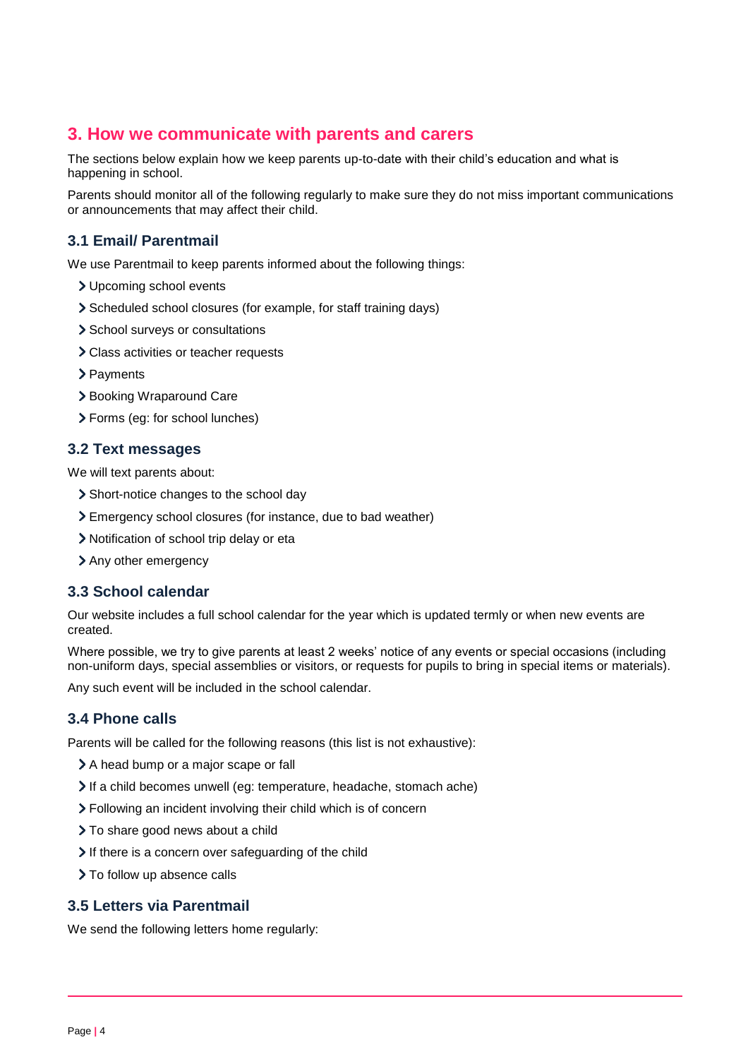## 3. How we communicate with parents and carers

The sections below explain how we keep parents up-to-date with their child's education and what is happening in school.

Parents should monitor all of the following regularly to make sure they do not miss important communications or announcements that may affect their child.

### 3.1 Email/ Parentmail

We use Parentmail to keep parents informed about the following things:

- Upcoming school events
- Scheduled school closures (for example, for staff training days)
- School surveys or consultations
- Class activities or teacher requests
- Payments
- Booking Wraparound Care
- Forms (eg: for school lunches)

### 3.2 Text messages

We will text parents about:

- Short-notice changes to the school day
- Emergency school closures (for instance, due to bad weather)
- Notification of school trip delay or eta
- Any other emergency

### 3.3 School calendar

Our website includes a full school calendar for the year which is updated termly or when new events are created.

Where possible, we try to give parents at least 2 weeks' notice of any events or special occasions (including non-uniform days, special assemblies or visitors, or requests for pupils to bring in special items or materials).

Any such event will be included in the school calendar.

### 3.4 Phone calls

Parents will be called for the following reasons (this list is not exhaustive):

- A head bump or a major scape or fall
- If a child becomes unwell (eg: temperature, headache, stomach ache)
- Following an incident involving their child which is of concern
- To share good news about a child
- If there is a concern over safeguarding of the child
- To follow up absence calls

### 3.5 Letters via Parentmail

We send the following letters home regularly: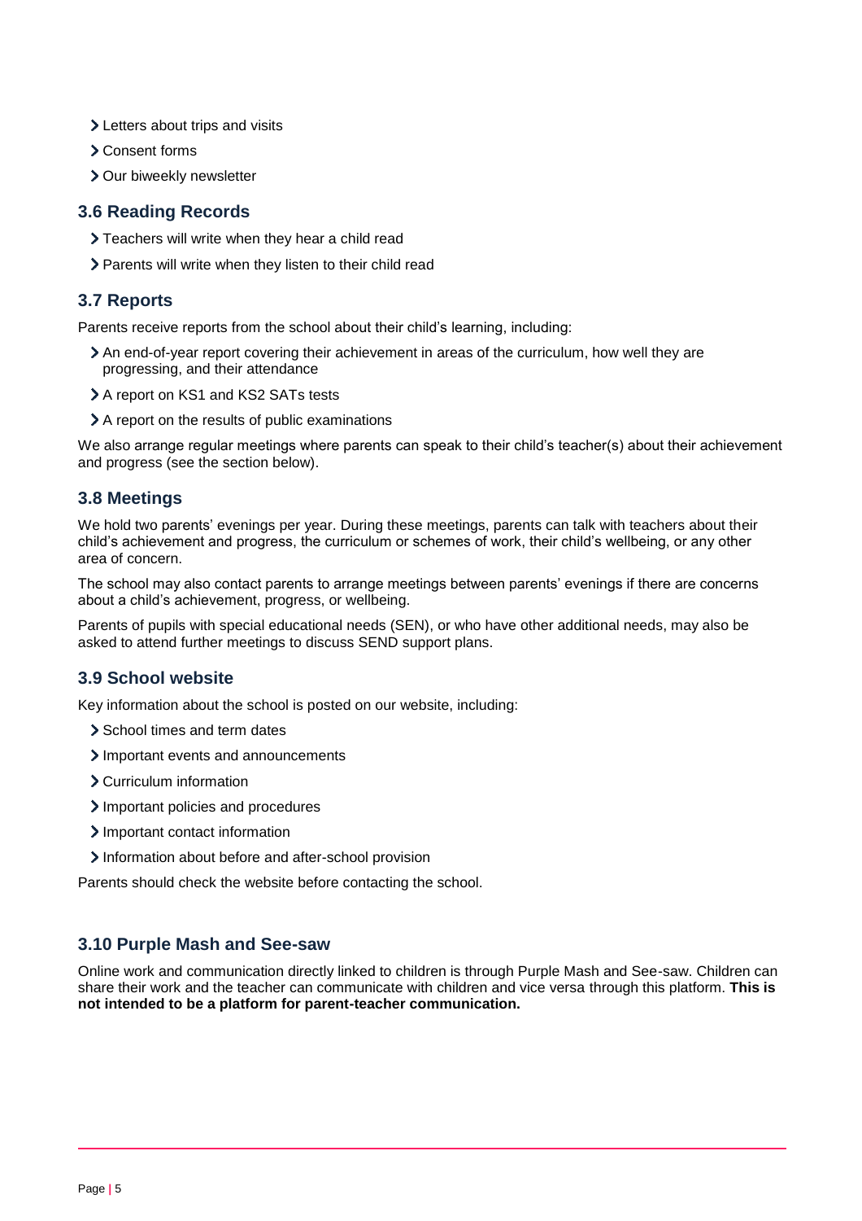- Letters about trips and visits
- Consent forms
- Our biweekly newsletter

## 3.6 Reading Records

- Teachers will write when they hear a child read
- Parents will write when they listen to their child read

## 3.7 Reports

Parents receive reports from the school about their child's learning, including:

- An end-of-year report covering their achievement in areas of the curriculum, how well they are progressing, and their attendance
- A report on KS1 and KS2 SATs tests
- A report on the results of public examinations

We also arrange regular meetings where parents can speak to their child's teacher(s) about their achievement and progress (see the section below).

## 3.8 Meetings

We hold two parents' evenings per year. During these meetings, parents can talk with teachers about their child's achievement and progress, the curriculum or schemes of work, their child's wellbeing, or any other area of concern.

The school may also contact parents to arrange meetings between parents' evenings if there are concerns about a child's achievement, progress, or wellbeing.

Parents of pupils with special educational needs (SEN), or who have other additional needs, may also be asked to attend further meetings to discuss SEND support plans.

## 3.9 School website

Key information about the school is posted on our website, including:

- School times and term dates
- Important events and announcements
- Curriculum information
- Important policies and procedures
- Important contact information
- Information about before and after-school provision

Parents should check the website before contacting the school.

## 3.10 Purple Mash and See-saw

Online work and communication directly linked to children is through Purple Mash and See-saw. Children can share their work and the teacher can communicate with children and vice versa through this platform. **This is not intended to be a platform for parent-teacher communication.**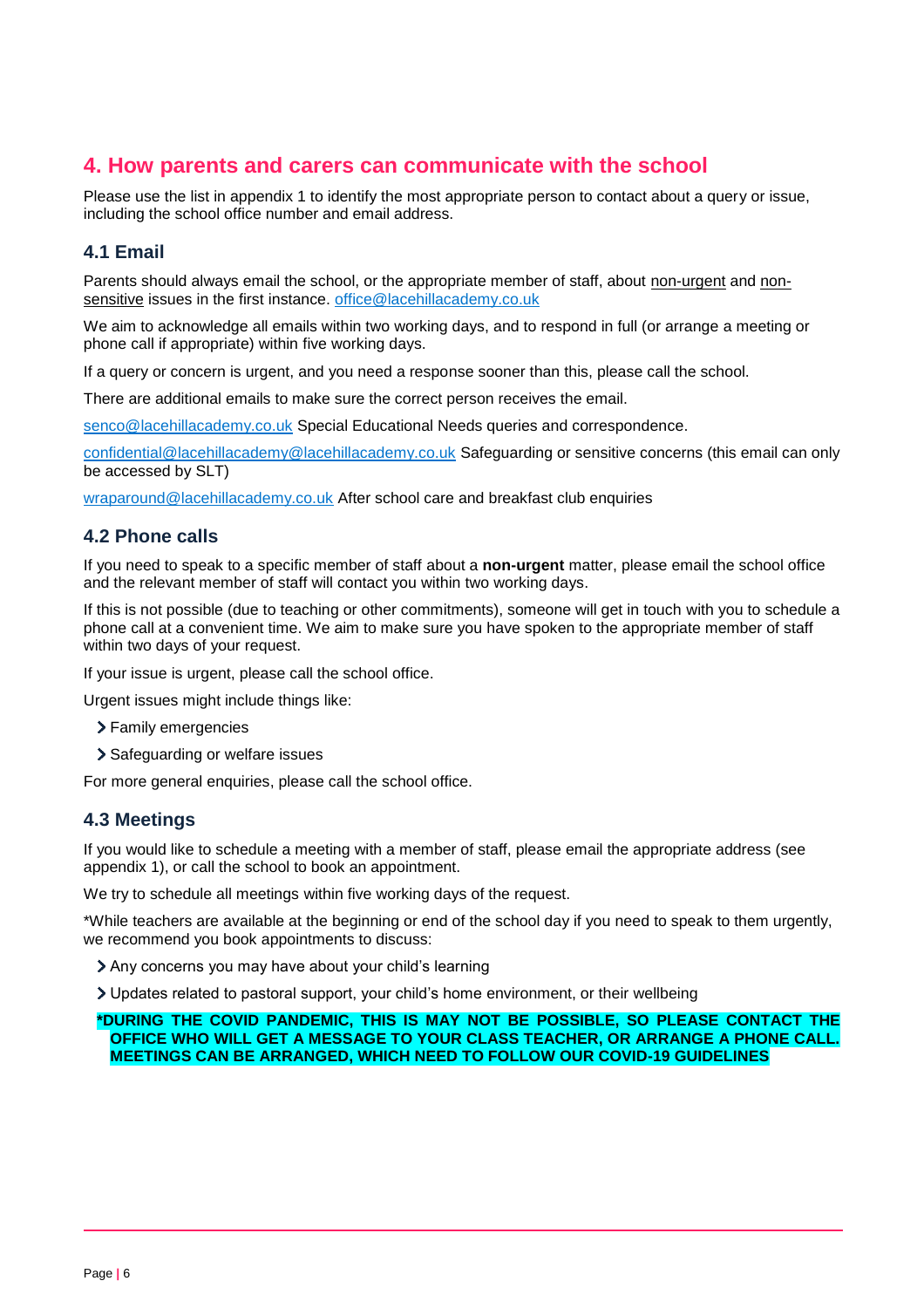## 4. How parents and carers can communicate with the school

Please use the list in appendix 1 to identify the most appropriate person to contact about a query or issue, including the school office number and email address.

### 4.1 Email

Parents should always email the school, or the appropriate member of staff, about non-urgent and non-sensitive issues in the first instance. office@lacehillacademy.co.uk

We aim to acknowledge all emails within two working days, and to respond in full (or arrange a meeting or phone call if appropriate) within five working days.

If a query or concern is urgent, and you need a response sooner than this, please call the school.

There are additional emails to make sure the correct person receives the email.

senco@lacehillacademy.co.uk Special Educational Needs queries and correspondence.

confidential@lacehillacademy@lacehillacademy.co.uk Safeguarding or sensitive concerns (this email can only be accessed by SLT)

wraparound@lacehillacademy.co.uk After school care and breakfast club enquiries

### 4.2 Phone calls

If you need to speak to a specific member of staff about a **non-urgent** matter, please email the school office and the relevant member of staff will contact you within two working days.

If this is not possible (due to teaching or other commitments), someone will get in touch with you to schedule a phone call at a convenient time. We aim to make sure you have spoken to the appropriate member of staff within two days of your request.

If your issue is urgent, please call the school office.

Urgent issues might include things like:

- Family emergencies
- Safeguarding or welfare issues

For more general enquiries, please call the school office.

### 4.3 Meetings

If you would like to schedule a meeting with a member of staff, please email the appropriate address (see appendix 1), or call the school to book an appointment.

We try to schedule all meetings within five working days of the request.

*While teachers are available at the beginning or end of the school day if you need to speak to them urgently, we recommend you book appointments to discuss:

- Any concerns you may have about your child's learning
- Updates related to pastoral support, your child's home environment, or their wellbeing

**\*DURING THE COVID PANDEMIC, THIS IS MAY NOT BE POSSIBLE, SO PLEASE CONTACT THE OFFICE WHO WILL GET A MESSAGE TO YOUR CLASS TEACHER, OR ARRANGE A PHONE CALL. MEETINGS CAN BE ARRANGED, WHICH NEED TO FOLLOW OUR COVID-19 GUIDELINES**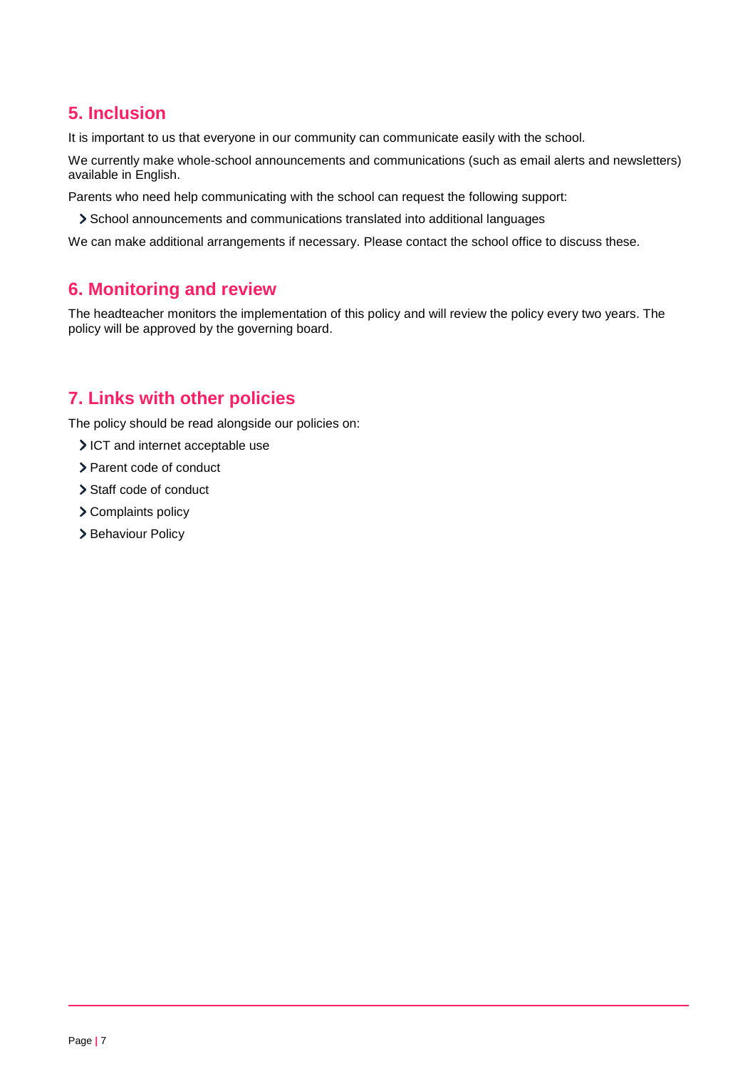## 5. Inclusion

It is important to us that everyone in our community can communicate easily with the school.

We currently make whole-school announcements and communications (such as email alerts and newsletters) available in English.

Parents who need help communicating with the school can request the following support:

- School announcements and communications translated into additional languages

We can make additional arrangements if necessary. Please contact the school office to discuss these.

## 6. Monitoring and review

The headteacher monitors the implementation of this policy and will review the policy every two years. The policy will be approved by the governing board.

## 7. Links with other policies

The policy should be read alongside our policies on:

- ICT and internet acceptable use
- Parent code of conduct
- Staff code of conduct
- Complaints policy
- Behaviour Policy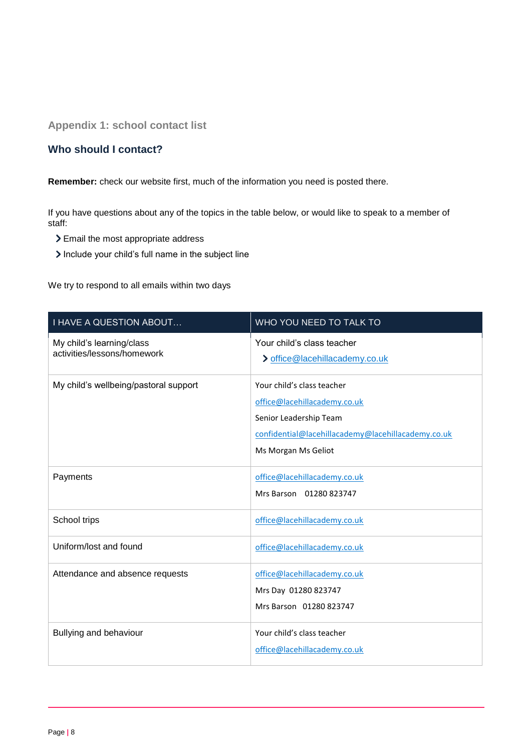## Appendix 1: school contact list

### Who should I contact?

**Remember:** check our website first, much of the information you need is posted there.

If you have questions about any of the topics in the table below, or would like to speak to a member of staff:

- Email the most appropriate address
- Include your child's full name in the subject line

We try to respond to all emails within two days

| I HAVE A QUESTION ABOUT… | WHO YOU NEED TO TALK TO |
|---|---|
| My child's learning/class activities/lessons/homework | Your child's class teacher<br>- office@lacehillacademy.co.uk |
| My child's wellbeing/pastoral support | Your child's class teacher<br>office@lacehillacademy.co.uk<br>Senior Leadership Team<br>confidential@lacehillacademy@lacehillacademy.co.uk<br>Ms Morgan Ms Geliot |
| Payments | office@lacehillacademy.co.uk<br>Mrs Barson 01280 823747 |
| School trips | office@lacehillacademy.co.uk |
| Uniform/lost and found | office@lacehillacademy.co.uk |
| Attendance and absence requests | office@lacehillacademy.co.uk<br>Mrs Day 01280 823747<br>Mrs Barson 01280 823747 |
| Bullying and behaviour | Your child's class teacher<br>office@lacehillacademy.co.uk |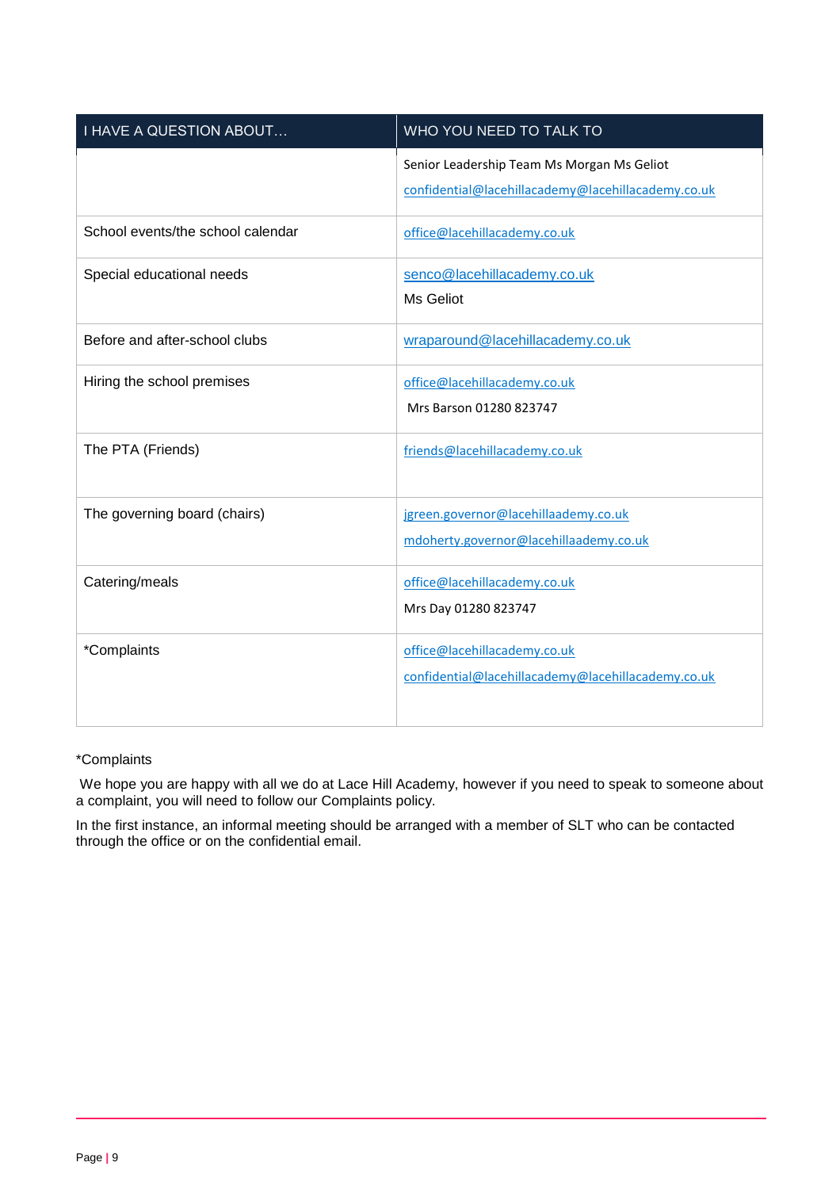| I HAVE A QUESTION ABOUT… | WHO YOU NEED TO TALK TO |
| --- | --- |
| | Senior Leadership Team Ms Morgan Ms Geliot<br>confidential@lacehillacademy@lacehillacademy.co.uk |
| School events/the school calendar | office@lacehillacademy.co.uk |
| Special educational needs | senco@lacehillacademy.co.uk<br>Ms Geliot |
| Before and after-school clubs | wraparound@lacehillacademy.co.uk |
| Hiring the school premises | office@lacehillacademy.co.uk<br>Mrs Barson 01280 823747 |
| The PTA (Friends) | friends@lacehillacademy.co.uk |
| The governing board (chairs) | jgreen.governor@lacehillaademy.co.uk<br>mdoherty.governor@lacehillaademy.co.uk |
| Catering/meals | office@lacehillacademy.co.uk<br>Mrs Day 01280 823747 |
| *Complaints | office@lacehillacademy.co.uk<br>confidential@lacehillacademy@lacehillacademy.co.uk |

*Complaints

We hope you are happy with all we do at Lace Hill Academy, however if you need to speak to someone about a complaint, you will need to follow our Complaints policy.

In the first instance, an informal meeting should be arranged with a member of SLT who can be contacted through the office or on the confidential email.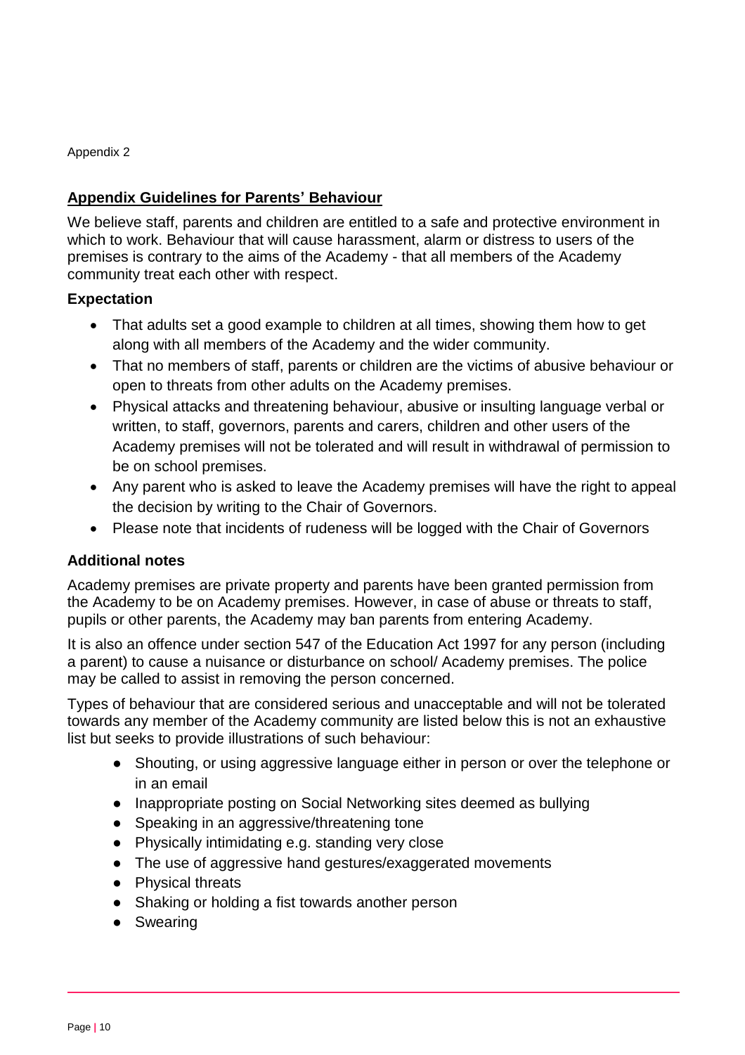Appendix 2

## Appendix Guidelines for Parents' Behaviour

We believe staff, parents and children are entitled to a safe and protective environment in which to work. Behaviour that will cause harassment, alarm or distress to users of the premises is contrary to the aims of the Academy - that all members of the Academy community treat each other with respect.

### Expectation

- That adults set a good example to children at all times, showing them how to get along with all members of the Academy and the wider community.
- That no members of staff, parents or children are the victims of abusive behaviour or open to threats from other adults on the Academy premises.
- Physical attacks and threatening behaviour, abusive or insulting language verbal or written, to staff, governors, parents and carers, children and other users of the Academy premises will not be tolerated and will result in withdrawal of permission to be on school premises.
- Any parent who is asked to leave the Academy premises will have the right to appeal the decision by writing to the Chair of Governors.
- Please note that incidents of rudeness will be logged with the Chair of Governors

### Additional notes

Academy premises are private property and parents have been granted permission from the Academy to be on Academy premises. However, in case of abuse or threats to staff, pupils or other parents, the Academy may ban parents from entering Academy.

It is also an offence under section 547 of the Education Act 1997 for any person (including a parent) to cause a nuisance or disturbance on school/ Academy premises. The police may be called to assist in removing the person concerned.

Types of behaviour that are considered serious and unacceptable and will not be tolerated towards any member of the Academy community are listed below this is not an exhaustive list but seeks to provide illustrations of such behaviour:

- Shouting, or using aggressive language either in person or over the telephone or in an email
- Inappropriate posting on Social Networking sites deemed as bullying
- Speaking in an aggressive/threatening tone
- Physically intimidating e.g. standing very close
- The use of aggressive hand gestures/exaggerated movements
- Physical threats
- Shaking or holding a fist towards another person
- Swearing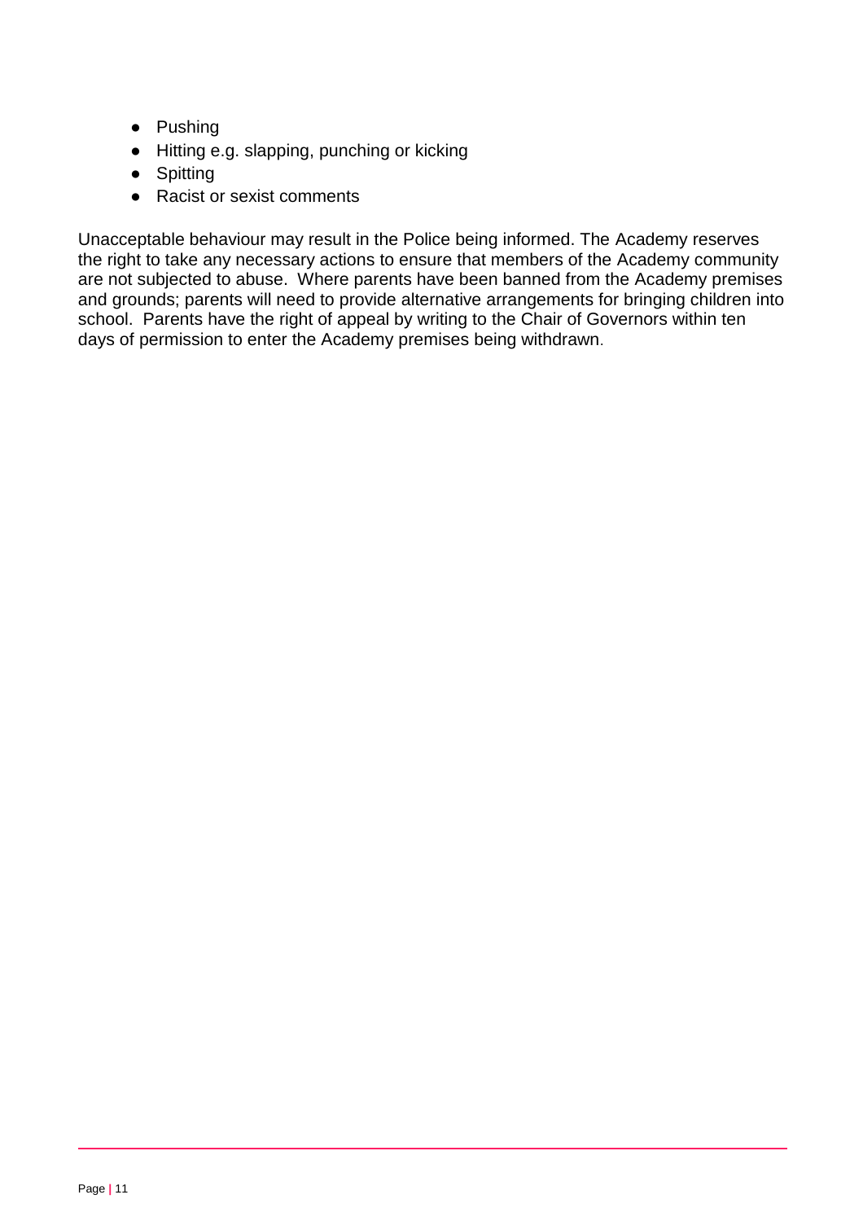- Pushing
- Hitting e.g. slapping, punching or kicking
- Spitting
- Racist or sexist comments

Unacceptable behaviour may result in the Police being informed. The Academy reserves the right to take any necessary actions to ensure that members of the Academy community are not subjected to abuse. Where parents have been banned from the Academy premises and grounds; parents will need to provide alternative arrangements for bringing children into school. Parents have the right of appeal by writing to the Chair of Governors within ten days of permission to enter the Academy premises being withdrawn.